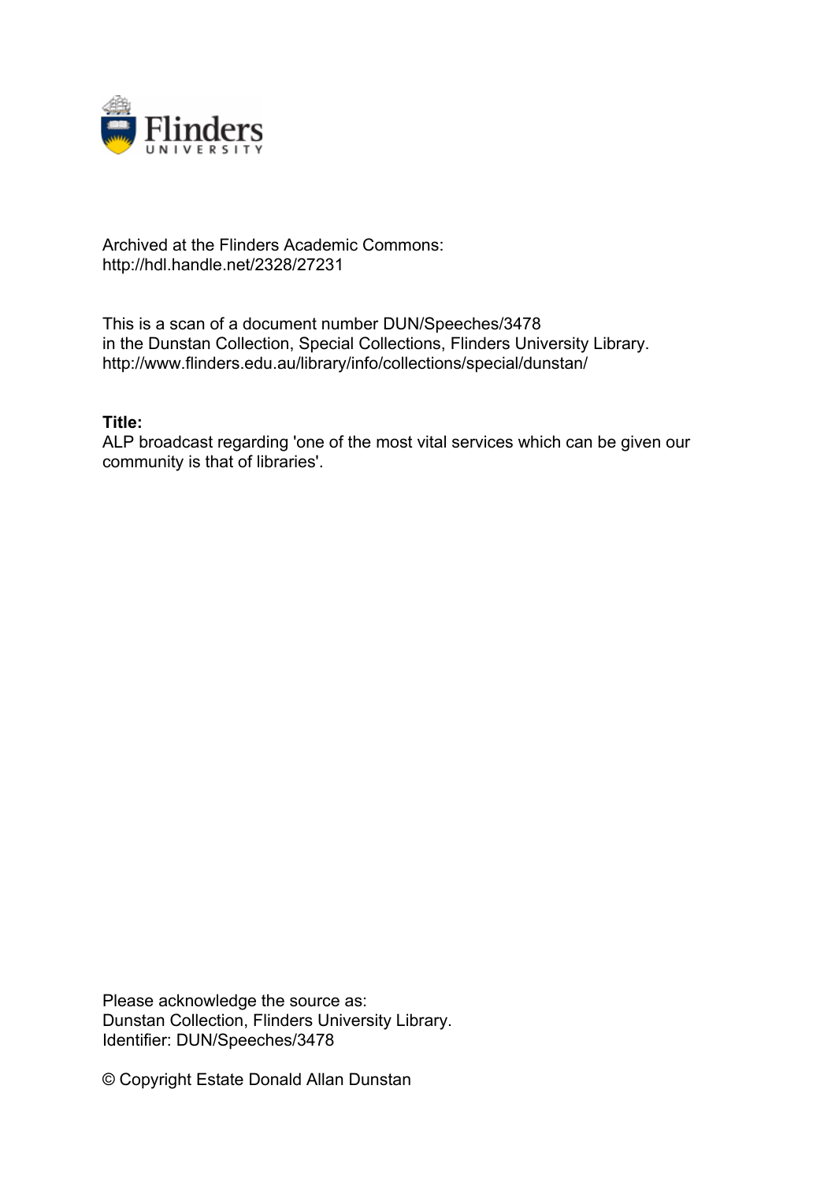Archived at the Flinders Academic Commons:
http://hdl.handle.net/2328/27231

This is a scan of a document number DUN/Speeches/3478
in the Dunstan Collection, Special Collections, Flinders University Library.
http://www.flinders.edu.au/library/info/collections/special/dunstan/

**Title:**
ALP broadcast regarding 'one of the most vital services which can be given our community is that of libraries'.

Please acknowledge the source as:
Dunstan Collection, Flinders University Library.
Identifier: DUN/Speeches/3478

© Copyright Estate Donald Allan Dunstan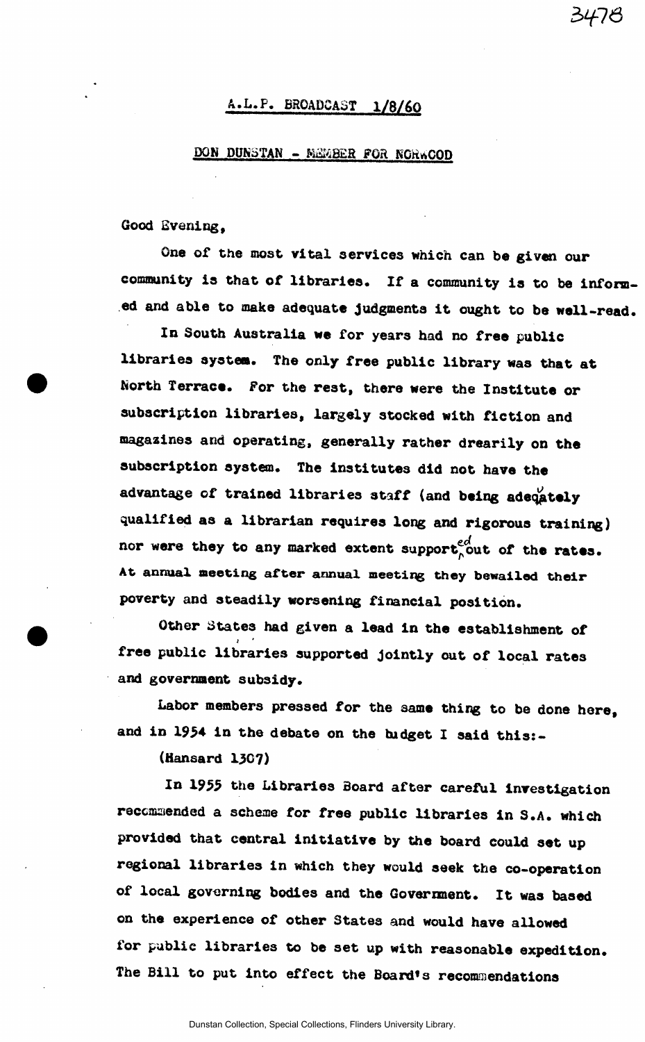A.L.P. BROADCAST 1/8/60

DON DUNSTAN - MEMBER FOR NORWOOD

Good Evening,

One of the most vital services which can be given our community is that of libraries. If a community is to be informed and able to make adequate judgments it ought to be well-read.

In South Australia we for years had no free public libraries system. The only free public library was that at North Terrace. For the rest, there were the Institute or subscription libraries, largely stocked with fiction and magazines and operating, generally rather drearily on the subscription system. The institutes did not have the advantage of trained libraries staff (and being adequately qualified as a librarian requires long and rigorous training) nor were they to any marked extent supported out of the rates. At annual meeting after annual meeting they bewailed their poverty and steadily worsening financial position.

Other States had given a lead in the establishment of free public libraries supported jointly out of local rates and government subsidy.

Labor members pressed for the same thing to be done here, and in 1954 in the debate on the budget I said this:-

(Hansard 1307)

In 1955 the Libraries Board after careful investigation recommended a scheme for free public libraries in S.A. which provided that central initiative by the board could set up regional libraries in which they would seek the co-operation of local governing bodies and the Government. It was based on the experience of other States and would have allowed for public libraries to be set up with reasonable expedition. The Bill to put into effect the Board's recommendations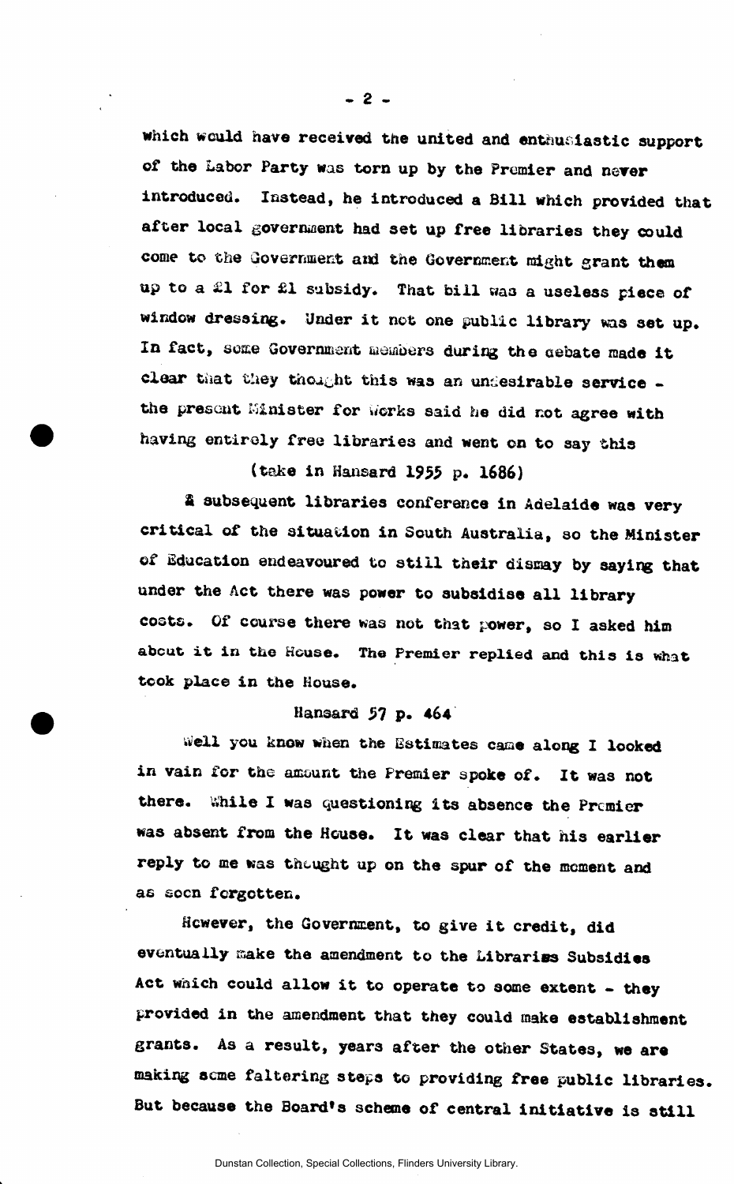which would have received the united and enthusiastic support of the Labor Party was torn up by the Premier and never introduced. Instead, he introduced a Bill which provided that after local government had set up free libraries they could come to the Government and the Government might grant them up to a £1 for £1 subsidy. That bill was a useless piece of window dressing. Under it not one public library was set up. In fact, some Government members during the debate made it clear that they thought this was an undesirable service - the present Minister for Works said he did not agree with having entirely free libraries and went on to say this

(take in Hansard 1955 p. 1686)

A subsequent libraries conference in Adelaide was very critical of the situation in South Australia, so the Minister of Education endeavoured to still their dismay by saying that under the Act there was power to subsidise all library costs. Of course there was not that power, so I asked him about it in the House. The Premier replied and this is what took place in the House.

Hansard 57 p. 464

Well you know when the Estimates came along I looked in vain for the amount the Premier spoke of. It was not there. While I was questioning its absence the Premier was absent from the House. It was clear that his earlier reply to me was thought up on the spur of the moment and as soon forgotten.

However, the Government, to give it credit, did eventually make the amendment to the Libraries Subsidies Act which could allow it to operate to some extent - they provided in the amendment that they could make establishment grants. As a result, years after the other States, we are making some faltering steps to providing free public libraries. But because the Board's scheme of central initiative is still

Dunstan Collection, Special Collections, Flinders University Library.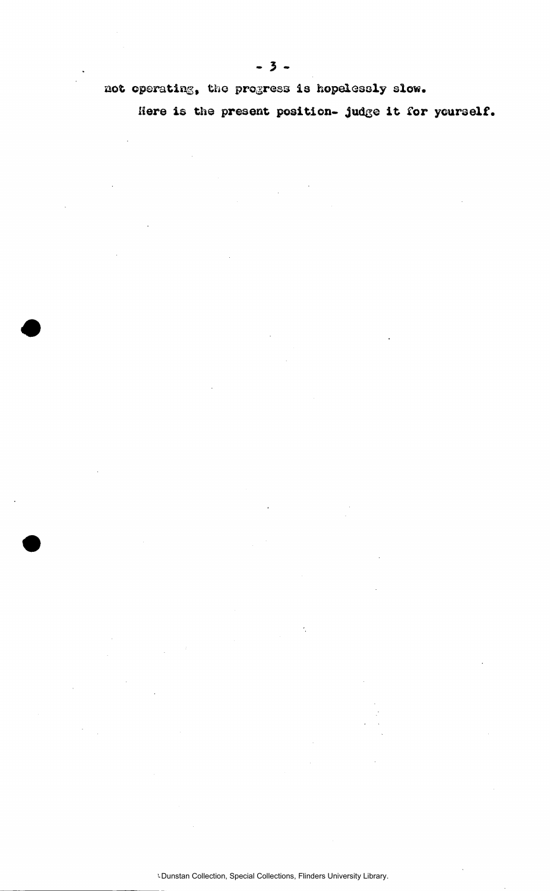not operating, the progress is hopelessly slow.

Here is the present position- judge it for yourself.